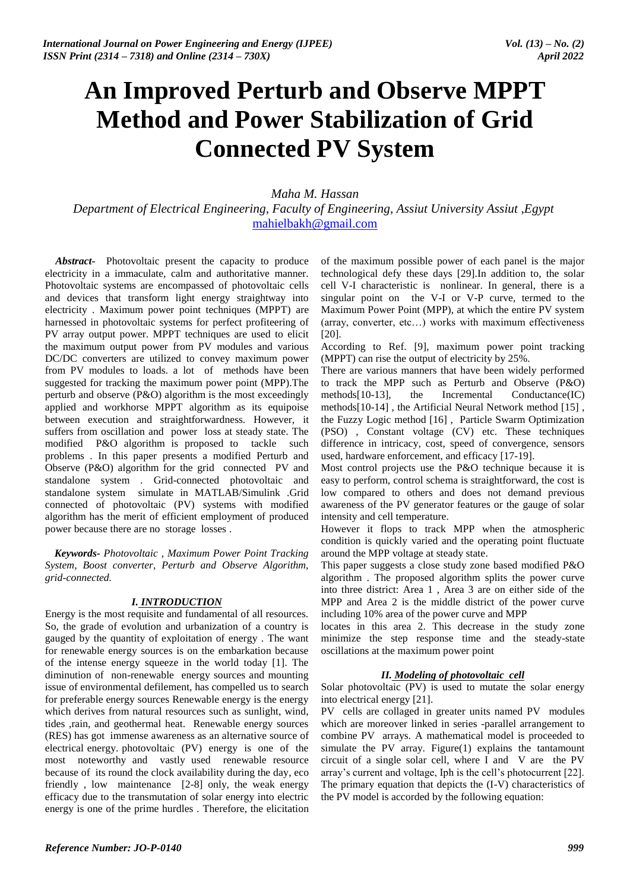# An Improved Perturb and Observe MPPT Method and Power Stabilization of Grid Connected PV System

*Maha M. Hassan*

*Department of Electrical Engineering, Faculty of Engineering, Assiut University Assiut ,Egypt*
mahielbakh@gmail.com

***Abstract-*** Photovoltaic present the capacity to produce electricity in a immaculate, calm and authoritative manner. Photovoltaic systems are encompassed of photovoltaic cells and devices that transform light energy straightway into electricity . Maximum power point techniques (MPPT) are harnessed in photovoltaic systems for perfect profiteering of PV array output power. MPPT techniques are used to elicit the maximum output power from PV modules and various DC/DC converters are utilized to convey maximum power from PV modules to loads. a lot of methods have been suggested for tracking the maximum power point (MPP).The perturb and observe (P&O) algorithm is the most exceedingly applied and workhorse MPPT algorithm as its equipoise between execution and straightforwardness. However, it suffers from oscillation and power loss at steady state. The modified P&O algorithm is proposed to tackle such problems . In this paper presents a modified Perturb and Observe (P&O) algorithm for the grid connected PV and standalone system . Grid-connected photovoltaic and standalone system simulate in MATLAB/Simulink .Grid connected of photovoltaic (PV) systems with modified algorithm has the merit of efficient employment of produced power because there are no storage losses .

***Keywords-*** *Photovoltaic , Maximum Power Point Tracking System, Boost converter, Perturb and Observe Algorithm, grid-connected.*

## *I. INTRODUCTION*

Energy is the most requisite and fundamental of all resources. So, the grade of evolution and urbanization of a country is gauged by the quantity of exploitation of energy . The want for renewable energy sources is on the embarkation because of the intense energy squeeze in the world today [1]. The diminution of non-renewable energy sources and mounting issue of environmental defilement, has compelled us to search for preferable energy sources Renewable energy is the energy which derives from natural resources such as sunlight, wind, tides ,rain, and geothermal heat. Renewable energy sources (RES) has got immense awareness as an alternative source of electrical energy. photovoltaic (PV) energy is one of the most noteworthy and vastly used renewable resource because of its round the clock availability during the day, eco friendly , low maintenance [2-8] only, the weak energy efficacy due to the transmutation of solar energy into electric energy is one of the prime hurdles . Therefore, the elicitation of the maximum possible power of each panel is the major technological defy these days [29].In addition to, the solar cell V-I characteristic is nonlinear. In general, there is a singular point on the V-I or V-P curve, termed to the Maximum Power Point (MPP), at which the entire PV system (array, converter, etc…) works with maximum effectiveness [20].

According to Ref. [9], maximum power point tracking (MPPT) can rise the output of electricity by 25%.

There are various manners that have been widely performed to track the MPP such as Perturb and Observe (P&O) methods[10-13], the Incremental Conductance(IC) methods[10-14] , the Artificial Neural Network method [15] , the Fuzzy Logic method [16] , Particle Swarm Optimization (PSO) , Constant voltage (CV) etc. These techniques difference in intricacy, cost, speed of convergence, sensors used, hardware enforcement, and efficacy [17-19].

Most control projects use the P&O technique because it is easy to perform, control schema is straightforward, the cost is low compared to others and does not demand previous awareness of the PV generator features or the gauge of solar intensity and cell temperature.

However it flops to track MPP when the atmospheric condition is quickly varied and the operating point fluctuate around the MPP voltage at steady state.

This paper suggests a close study zone based modified P&O algorithm . The proposed algorithm splits the power curve into three district: Area 1 , Area 3 are on either side of the MPP and Area 2 is the middle district of the power curve including 10% area of the power curve and MPP locates in this area 2. This decrease in the study zone minimize the step response time and the steady-state oscillations at the maximum power point

## *II. Modeling of photovoltaic cell*

Solar photovoltaic (PV) is used to mutate the solar energy into electrical energy [21].

PV cells are collaged in greater units named PV modules which are moreover linked in series -parallel arrangement to combine PV arrays. A mathematical model is proceeded to simulate the PV array. Figure(1) explains the tantamount circuit of a single solar cell, where I and V are the PV array's current and voltage, Iph is the cell's photocurrent [22]. The primary equation that depicts the (I-V) characteristics of the PV model is accorded by the following equation: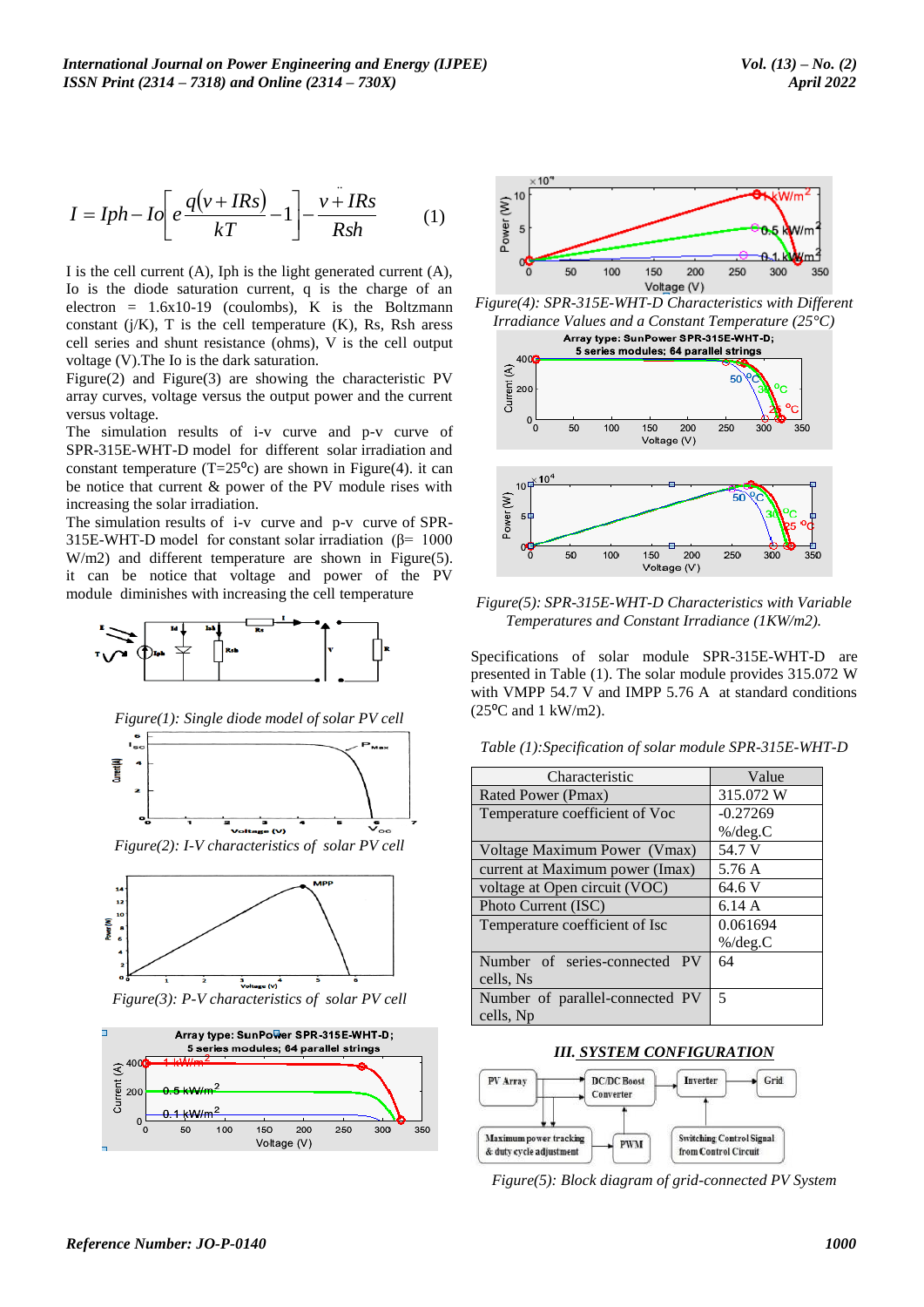$$I = Iph - Io\left[e\frac{q(v+IRs)}{kT} - 1\right] - \frac{v+IRs}{Rsh} \qquad (1)$$

I is the cell current (A), Iph is the light generated current (A), Io is the diode saturation current, q is the charge of an electron = 1.6x10-19 (coulombs), K is the Boltzmann constant (j/K), T is the cell temperature (K), Rs, Rsh aress cell series and shunt resistance (ohms), V is the cell output voltage (V).The Io is the dark saturation.

Figure(2) and Figure(3) are showing the characteristic PV array curves, voltage versus the output power and the current versus voltage.

The simulation results of i-v curve and p-v curve of SPR-315E-WHT-D model for different solar irradiation and constant temperature (T=25°c) are shown in Figure(4). it can be notice that current & power of the PV module rises with increasing the solar irradiation.

The simulation results of i-v curve and p-v curve of SPR-315E-WHT-D model for constant solar irradiation (β= 1000 W/m2) and different temperature are shown in Figure(5). it can be notice that voltage and power of the PV module diminishes with increasing the cell temperature

*Figure(1): Single diode model of solar PV cell*

*Figure(2): I-V characteristics of solar PV cell*

*Figure(3): P-V characteristics of solar PV cell*

*Figure(4): SPR-315E-WHT-D Characteristics with Different Irradiance Values and a Constant Temperature (25°C)*

*Figure(5): SPR-315E-WHT-D Characteristics with Variable Temperatures and Constant Irradiance (1KW/m2).*

Specifications of solar module SPR-315E-WHT-D are presented in Table (1). The solar module provides 315.072 W with VMPP 54.7 V and IMPP 5.76 A at standard conditions (25°C and 1 kW/m2).

*Table (1):Specification of solar module SPR-315E-WHT-D*

| Characteristic | Value |
| --- | --- |
| Rated Power (Pmax) | 315.072 W |
| Temperature coefficient of Voc | -0.27269 %/deg.C |
| Voltage Maximum Power (Vmax) | 54.7 V |
| current at Maximum power (Imax) | 5.76 A |
| voltage at Open circuit (VOC) | 64.6 V |
| Photo Current (ISC) | 6.14 A |
| Temperature coefficient of Isc | 0.061694 %/deg.C |
| Number of series-connected PV cells, Ns | 64 |
| Number of parallel-connected PV cells, Np | 5 |

## III. SYSTEM CONFIGURATION

*Figure(5): Block diagram of grid-connected PV System*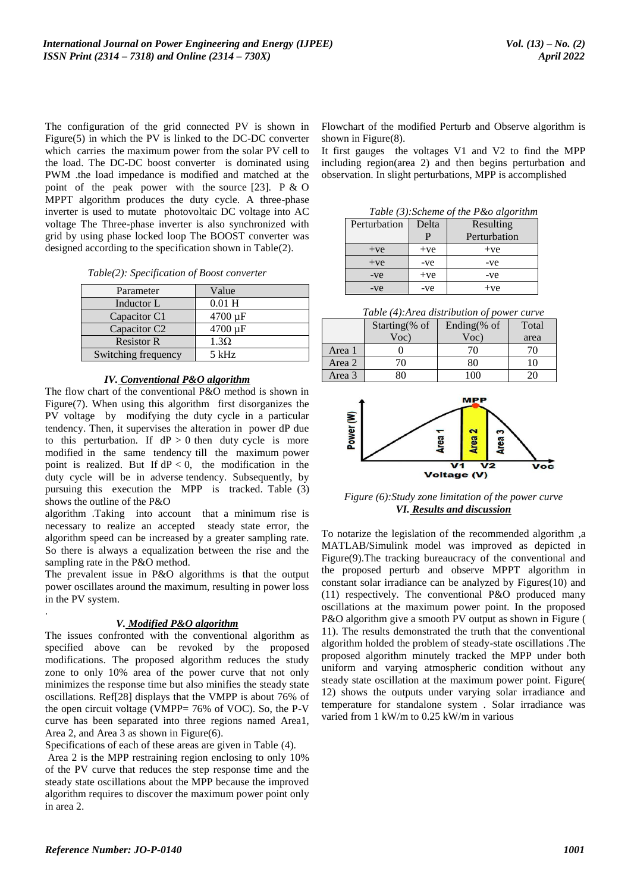The configuration of the grid connected PV is shown in Figure(5) in which the PV is linked to the DC-DC converter which carries the maximum power from the solar PV cell to the load. The DC-DC boost converter is dominated using PWM .the load impedance is modified and matched at the point of the peak power with the source [23]. P & O MPPT algorithm produces the duty cycle. A three-phase inverter is used to mutate photovoltaic DC voltage into AC voltage The Three-phase inverter is also synchronized with grid by using phase locked loop The BOOST converter was designed according to the specification shown in Table(2).

*Table(2): Specification of Boost converter*

| Parameter | Value |
|---|---|
| Inductor L | 0.01 H |
| Capacitor C1 | 4700 µF |
| Capacitor C2 | 4700 µF |
| Resistor R | 1.3Ω |
| Switching frequency | 5 kHz |

## IV. Conventional P&O algorithm

The flow chart of the conventional P&O method is shown in Figure(7). When using this algorithm first disorganizes the PV voltage by modifying the duty cycle in a particular tendency. Then, it supervises the alteration in power dP due to this perturbation. If $dP > 0$ then duty cycle is more modified in the same tendency till the maximum power point is realized. But If $dP < 0$, the modification in the duty cycle will be in adverse tendency. Subsequently, by pursuing this execution the MPP is tracked. Table (3) shows the outline of the P&O algorithm .Taking into account that a minimum rise is necessary to realize an accepted steady state error, the algorithm speed can be increased by a greater sampling rate. So there is always a equalization between the rise and the sampling rate in the P&O method.

The prevalent issue in P&O algorithms is that the output power oscillates around the maximum, resulting in power loss in the PV system.

.

## V. Modified P&O algorithm

The issues confronted with the conventional algorithm as specified above can be revoked by the proposed modifications. The proposed algorithm reduces the study zone to only 10% area of the power curve that not only minimizes the response time but also minifies the steady state oscillations. Ref[28] displays that the VMPP is about 76% of the open circuit voltage (VMPP= 76% of VOC). So, the P-V curve has been separated into three regions named Area1, Area 2, and Area 3 as shown in Figure(6).

Specifications of each of these areas are given in Table (4).

Area 2 is the MPP restraining region enclosing to only 10% of the PV curve that reduces the step response time and the steady state oscillations about the MPP because the improved algorithm requires to discover the maximum power point only in area 2.

Flowchart of the modified Perturb and Observe algorithm is shown in Figure(8).

It first gauges the voltages V1 and V2 to find the MPP including region(area 2) and then begins perturbation and observation. In slight perturbations, MPP is accomplished

*Table (3):Scheme of the P&o algorithm*

| Perturbation | Delta P | Resulting Perturbation |
|---|---|---|
| +ve | +ve | +ve |
| +ve | -ve | -ve |
| -ve | +ve | -ve |
| -ve | -ve | +ve |

*Table (4):Area distribution of power curve*

| | Starting(% of Voc) | Ending(% of Voc) | Total area |
|---|---|---|---|
| Area 1 | 0 | 70 | 70 |
| Area 2 | 70 | 80 | 10 |
| Area 3 | 80 | 100 | 20 |

*Figure (6):Study zone limitation of the power curve*

## VI. Results and discussion

To notarize the legislation of the recommended algorithm ,a MATLAB/Simulink model was improved as depicted in Figure(9).The tracking bureaucracy of the conventional and the proposed perturb and observe MPPT algorithm in constant solar irradiance can be analyzed by Figures(10) and (11) respectively. The conventional P&O produced many oscillations at the maximum power point. In the proposed P&O algorithm give a smooth PV output as shown in Figure ( 11). The results demonstrated the truth that the conventional algorithm holded the problem of steady-state oscillations .The proposed algorithm minutely tracked the MPP under both uniform and varying atmospheric condition without any steady state oscillation at the maximum power point. Figure( 12) shows the outputs under varying solar irradiance and temperature for standalone system . Solar irradiance was varied from 1 kW/m to 0.25 kW/m in various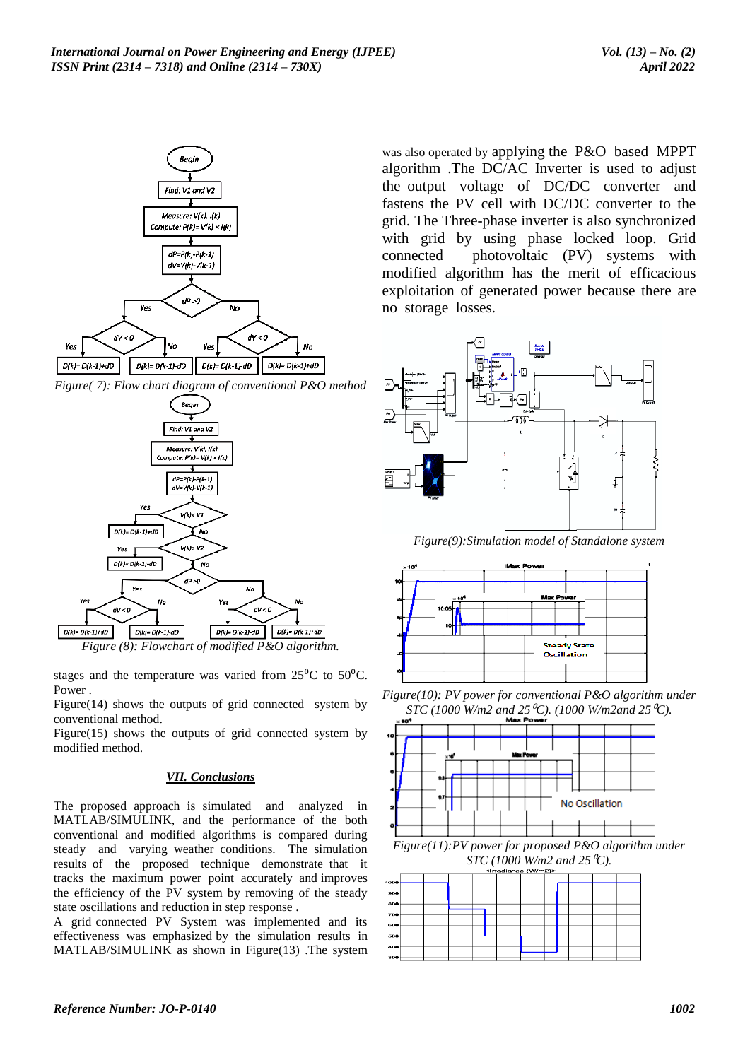Figure( 7): Flow chart diagram of conventional P&O method

Figure (8): Flowchart of modified P&O algorithm.

stages and the temperature was varied from 25$^0$C to 50$^0$C. Power .

Figure(14) shows the outputs of grid connected system by conventional method.

Figure(15) shows the outputs of grid connected system by modified method.

## *VII. Conclusions*

The proposed approach is simulated and analyzed in MATLAB/SIMULINK, and the performance of the both conventional and modified algorithms is compared during steady and varying weather conditions. The simulation results of the proposed technique demonstrate that it tracks the maximum power point accurately and improves the efficiency of the PV system by removing of the steady state oscillations and reduction in step response .

A grid connected PV System was implemented and its effectiveness was emphasized by the simulation results in MATLAB/SIMULINK as shown in Figure(13) .The system was also operated by applying the P&O based MPPT algorithm .The DC/AC Inverter is used to adjust the output voltage of DC/DC converter and fastens the PV cell with DC/DC converter to the grid. The Three-phase inverter is also synchronized with grid by using phase locked loop. Grid connected photovoltaic (PV) systems with modified algorithm has the merit of efficacious exploitation of generated power because there are no storage losses.

Figure(9):Simulation model of Standalone system

Figure(10): PV power for conventional P&O algorithm under STC (1000 W/m2 and 25 $^0$C). (1000 W/m2and 25 $^0$C).

Figure(11):PV power for proposed P&O algorithm under STC (1000 W/m2 and 25 $^0$C).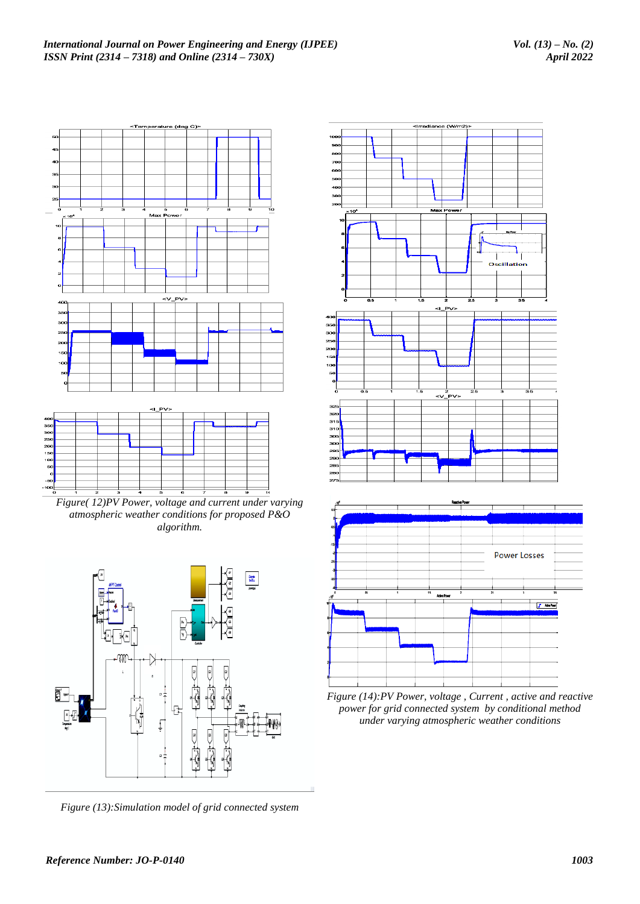Figure( 12)PV Power, voltage and current under varying atmospheric weather conditions for proposed P&O algorithm.

Figure (13):Simulation model of grid connected system

Figure (14):PV Power, voltage , Current , active and reactive power for grid connected system by conditional method under varying atmospheric weather conditions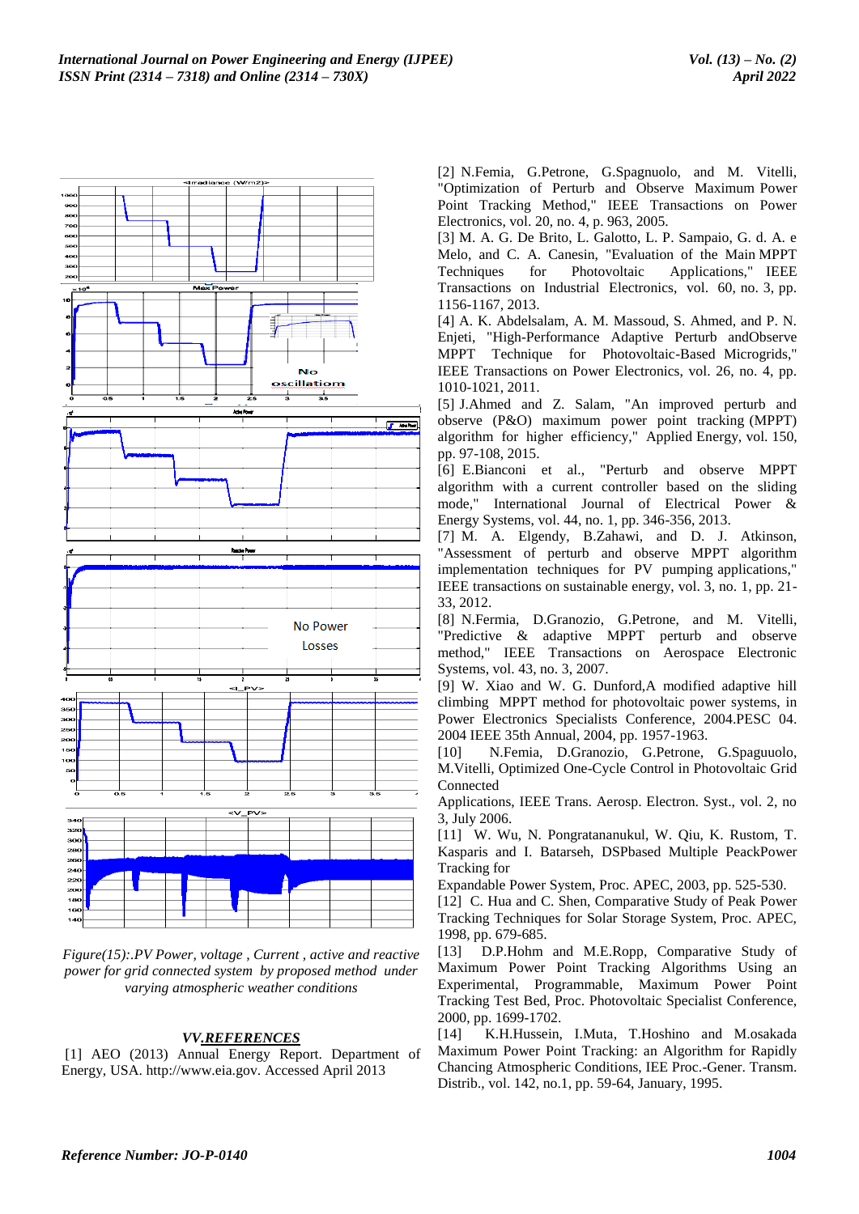*Figure(15):.PV Power, voltage , Current , active and reactive power for grid connected system by proposed method under varying atmospheric weather conditions*

## VV.REFERENCES

[1] AEO (2013) Annual Energy Report. Department of Energy, USA. http://www.eia.gov. Accessed April 2013

[2] N.Femia, G.Petrone, G.Spagnuolo, and M. Vitelli, "Optimization of Perturb and Observe Maximum Power Point Tracking Method," IEEE Transactions on Power Electronics, vol. 20, no. 4, p. 963, 2005.

[3] M. A. G. De Brito, L. Galotto, L. P. Sampaio, G. d. A. e Melo, and C. A. Canesin, "Evaluation of the Main MPPT Techniques for Photovoltaic Applications," IEEE Transactions on Industrial Electronics, vol. 60, no. 3, pp. 1156-1167, 2013.

[4] A. K. Abdelsalam, A. M. Massoud, S. Ahmed, and P. N. Enjeti, "High-Performance Adaptive Perturb andObserve MPPT Technique for Photovoltaic-Based Microgrids," IEEE Transactions on Power Electronics, vol. 26, no. 4, pp. 1010-1021, 2011.

[5] J.Ahmed and Z. Salam, "An improved perturb and observe (P&O) maximum power point tracking (MPPT) algorithm for higher efficiency," Applied Energy, vol. 150, pp. 97-108, 2015.

[6] E.Bianconi et al., "Perturb and observe MPPT algorithm with a current controller based on the sliding mode," International Journal of Electrical Power & Energy Systems, vol. 44, no. 1, pp. 346-356, 2013.

[7] M. A. Elgendy, B.Zahawi, and D. J. Atkinson, "Assessment of perturb and observe MPPT algorithm implementation techniques for PV pumping applications," IEEE transactions on sustainable energy, vol. 3, no. 1, pp. 21-33, 2012.

[8] N.Fermia, D.Granozio, G.Petrone, and M. Vitelli, "Predictive & adaptive MPPT perturb and observe method," IEEE Transactions on Aerospace Electronic Systems, vol. 43, no. 3, 2007.

[9] W. Xiao and W. G. Dunford,A modified adaptive hill climbing MPPT method for photovoltaic power systems, in Power Electronics Specialists Conference, 2004.PESC 04. 2004 IEEE 35th Annual, 2004, pp. 1957-1963.

[10] N.Femia, D.Granozio, G.Petrone, G.Spaguuolo, M.Vitelli, Optimized One-Cycle Control in Photovoltaic Grid Connected

Applications, IEEE Trans. Aerosp. Electron. Syst., vol. 2, no 3, July 2006.

[11] W. Wu, N. Pongratananukul, W. Qiu, K. Rustom, T. Kasparis and I. Batarseh, DSPbased Multiple PeackPower Tracking for

Expandable Power System, Proc. APEC, 2003, pp. 525-530.

[12] C. Hua and C. Shen, Comparative Study of Peak Power Tracking Techniques for Solar Storage System, Proc. APEC, 1998, pp. 679-685.

[13] D.P.Hohm and M.E.Ropp, Comparative Study of Maximum Power Point Tracking Algorithms Using an Experimental, Programmable, Maximum Power Point Tracking Test Bed, Proc. Photovoltaic Specialist Conference, 2000, pp. 1699-1702.

[14] K.H.Hussein, I.Muta, T.Hoshino and M.osakada Maximum Power Point Tracking: an Algorithm for Rapidly Chancing Atmospheric Conditions, IEE Proc.-Gener. Transm. Distrib., vol. 142, no.1, pp. 59-64, January, 1995.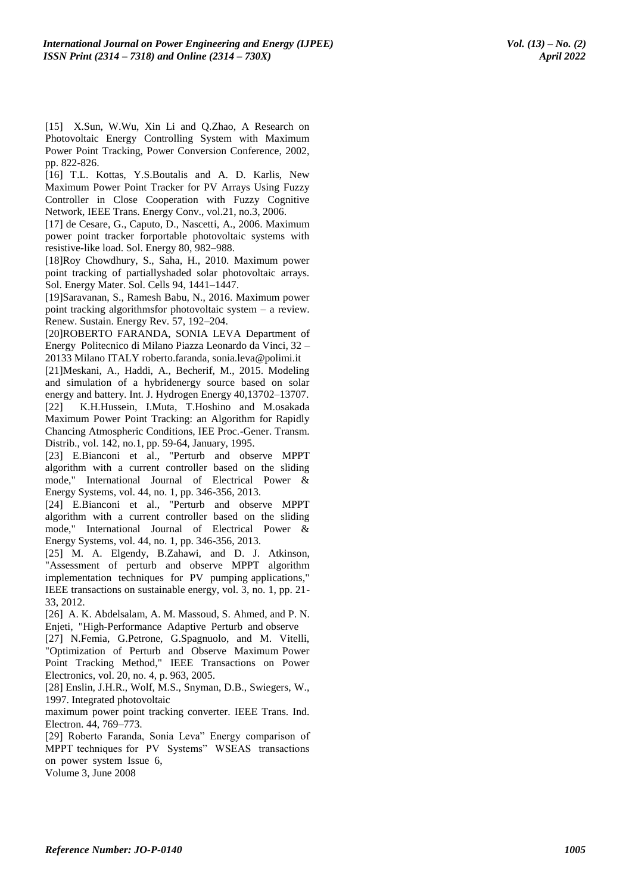[15] X.Sun, W.Wu, Xin Li and Q.Zhao, A Research on Photovoltaic Energy Controlling System with Maximum Power Point Tracking, Power Conversion Conference, 2002, pp. 822-826.

[16] T.L. Kottas, Y.S.Boutalis and A. D. Karlis, New Maximum Power Point Tracker for PV Arrays Using Fuzzy Controller in Close Cooperation with Fuzzy Cognitive Network, IEEE Trans. Energy Conv., vol.21, no.3, 2006.

[17] de Cesare, G., Caputo, D., Nascetti, A., 2006. Maximum power point tracker forportable photovoltaic systems with resistive-like load. Sol. Energy 80, 982–988.

[18]Roy Chowdhury, S., Saha, H., 2010. Maximum power point tracking of partiallyshaded solar photovoltaic arrays. Sol. Energy Mater. Sol. Cells 94, 1441–1447.

[19]Saravanan, S., Ramesh Babu, N., 2016. Maximum power point tracking algorithmsfor photovoltaic system – a review. Renew. Sustain. Energy Rev. 57, 192–204.

[20]ROBERTO FARANDA, SONIA LEVA Department of Energy Politecnico di Milano Piazza Leonardo da Vinci, 32 – 20133 Milano ITALY roberto.faranda, sonia.leva@polimi.it

[21]Meskani, A., Haddi, A., Becherif, M., 2015. Modeling and simulation of a hybridenergy source based on solar energy and battery. Int. J. Hydrogen Energy 40,13702–13707.

[22] K.H.Hussein, I.Muta, T.Hoshino and M.osakada Maximum Power Point Tracking: an Algorithm for Rapidly Chancing Atmospheric Conditions, IEE Proc.-Gener. Transm. Distrib., vol. 142, no.1, pp. 59-64, January, 1995.

[23] E.Bianconi et al., "Perturb and observe MPPT algorithm with a current controller based on the sliding mode," International Journal of Electrical Power & Energy Systems, vol. 44, no. 1, pp. 346-356, 2013.

[24] E.Bianconi et al., "Perturb and observe MPPT algorithm with a current controller based on the sliding mode," International Journal of Electrical Power & Energy Systems, vol. 44, no. 1, pp. 346-356, 2013.

[25] M. A. Elgendy, B.Zahawi, and D. J. Atkinson, "Assessment of perturb and observe MPPT algorithm implementation techniques for PV pumping applications," IEEE transactions on sustainable energy, vol. 3, no. 1, pp. 21-33, 2012.

[26] A. K. Abdelsalam, A. M. Massoud, S. Ahmed, and P. N. Enjeti, "High-Performance Adaptive Perturb and observe

[27] N.Femia, G.Petrone, G.Spagnuolo, and M. Vitelli, "Optimization of Perturb and Observe Maximum Power Point Tracking Method," IEEE Transactions on Power Electronics, vol. 20, no. 4, p. 963, 2005.

[28] Enslin, J.H.R., Wolf, M.S., Snyman, D.B., Swiegers, W., 1997. Integrated photovoltaic maximum power point tracking converter. IEEE Trans. Ind. Electron. 44, 769–773.

[29] Roberto Faranda, Sonia Leva" Energy comparison of MPPT techniques for PV Systems" WSEAS transactions on power system Issue 6, Volume 3, June 2008